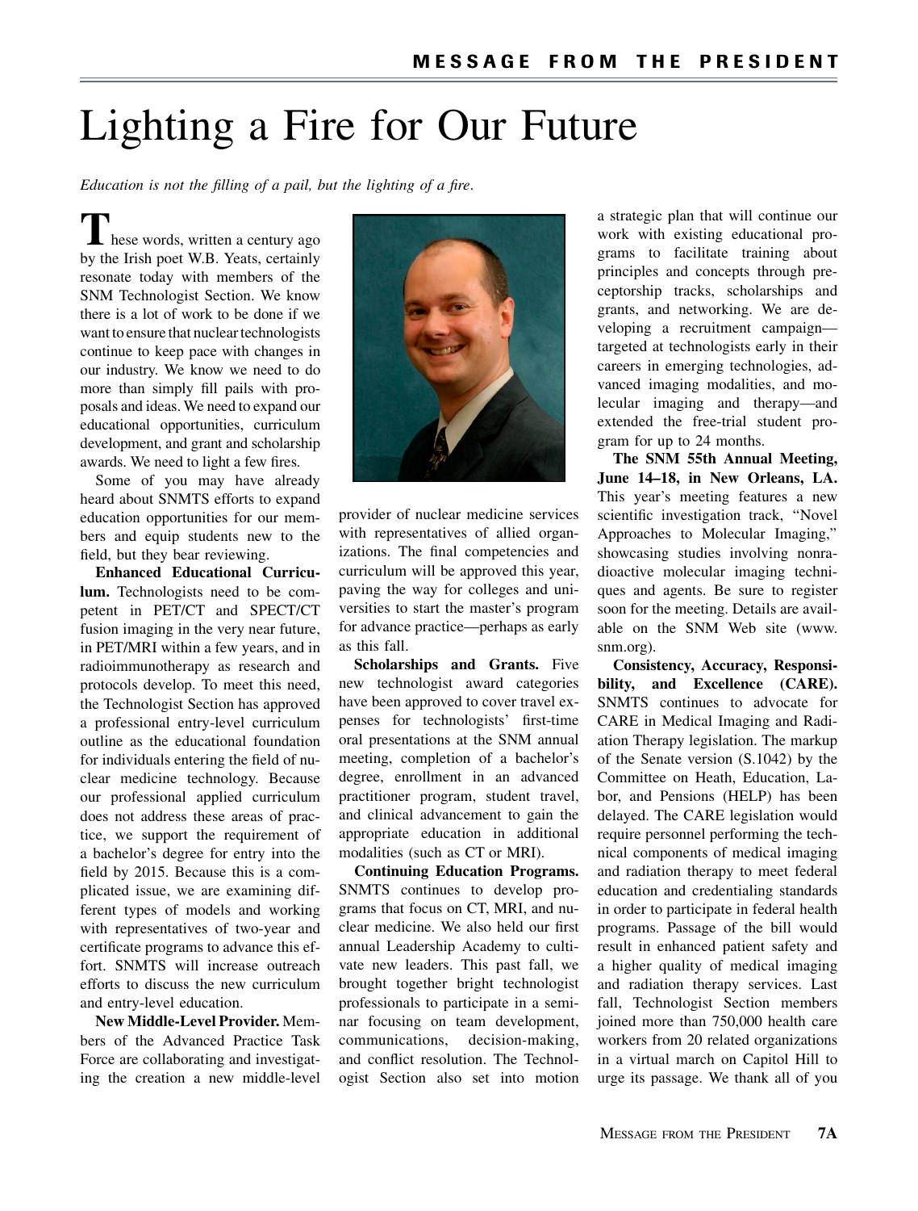# Lighting a Fire for Our Future

*Education is not the filling of a pail, but the lighting of a fire.*

These words, written a century ago by the Irish poet W.B. Yeats, certainly resonate today with members of the SNM Technologist Section. We know there is a lot of work to be done if we want to ensure that nuclear technologists continue to keep pace with changes in our industry. We know we need to do more than simply fill pails with proposals and ideas. We need to expand our educational opportunities, curriculum development, and grant and scholarship awards. We need to light a few fires.

Some of you may have already heard about SNMTS efforts to expand education opportunities for our members and equip students new to the field, but they bear reviewing.

**Enhanced Educational Curriculum.** Technologists need to be competent in PET/CT and SPECT/CT fusion imaging in the very near future, in PET/MRI within a few years, and in radioimmunotherapy as research and protocols develop. To meet this need, the Technologist Section has approved a professional entry-level curriculum outline as the educational foundation for individuals entering the field of nuclear medicine technology. Because our professional applied curriculum does not address these areas of practice, we support the requirement of a bachelor's degree for entry into the field by 2015. Because this is a complicated issue, we are examining different types of models and working with representatives of two-year and certificate programs to advance this effort. SNMTS will increase outreach efforts to discuss the new curriculum and entry-level education.

**New Middle-Level Provider.** Members of the Advanced Practice Task Force are collaborating and investigating the creation a new middle-level provider of nuclear medicine services with representatives of allied organizations. The final competencies and curriculum will be approved this year, paving the way for colleges and universities to start the master's program for advance practice—perhaps as early as this fall.

**Scholarships and Grants.** Five new technologist award categories have been approved to cover travel expenses for technologists' first-time oral presentations at the SNM annual meeting, completion of a bachelor's degree, enrollment in an advanced practitioner program, student travel, and clinical advancement to gain the appropriate education in additional modalities (such as CT or MRI).

**Continuing Education Programs.** SNMTS continues to develop programs that focus on CT, MRI, and nuclear medicine. We also held our first annual Leadership Academy to cultivate new leaders. This past fall, we brought together bright technologist professionals to participate in a seminar focusing on team development, communications, decision-making, and conflict resolution. The Technologist Section also set into motion a strategic plan that will continue our work with existing educational programs to facilitate training about principles and concepts through preceptorship tracks, scholarships and grants, and networking. We are developing a recruitment campaign—targeted at technologists early in their careers in emerging technologies, advanced imaging modalities, and molecular imaging and therapy—and extended the free-trial student program for up to 24 months.

**The SNM 55th Annual Meeting, June 14–18, in New Orleans, LA.** This year's meeting features a new scientific investigation track, "Novel Approaches to Molecular Imaging," showcasing studies involving nonradioactive molecular imaging techniques and agents. Be sure to register soon for the meeting. Details are available on the SNM Web site (www.snm.org).

**Consistency, Accuracy, Responsibility, and Excellence (CARE).** SNMTS continues to advocate for CARE in Medical Imaging and Radiation Therapy legislation. The markup of the Senate version (S.1042) by the Committee on Heath, Education, Labor, and Pensions (HELP) has been delayed. The CARE legislation would require personnel performing the technical components of medical imaging and radiation therapy to meet federal education and credentialing standards in order to participate in federal health programs. Passage of the bill would result in enhanced patient safety and a higher quality of medical imaging and radiation therapy services. Last fall, Technologist Section members joined more than 750,000 health care workers from 20 related organizations in a virtual march on Capitol Hill to urge its passage. We thank all of you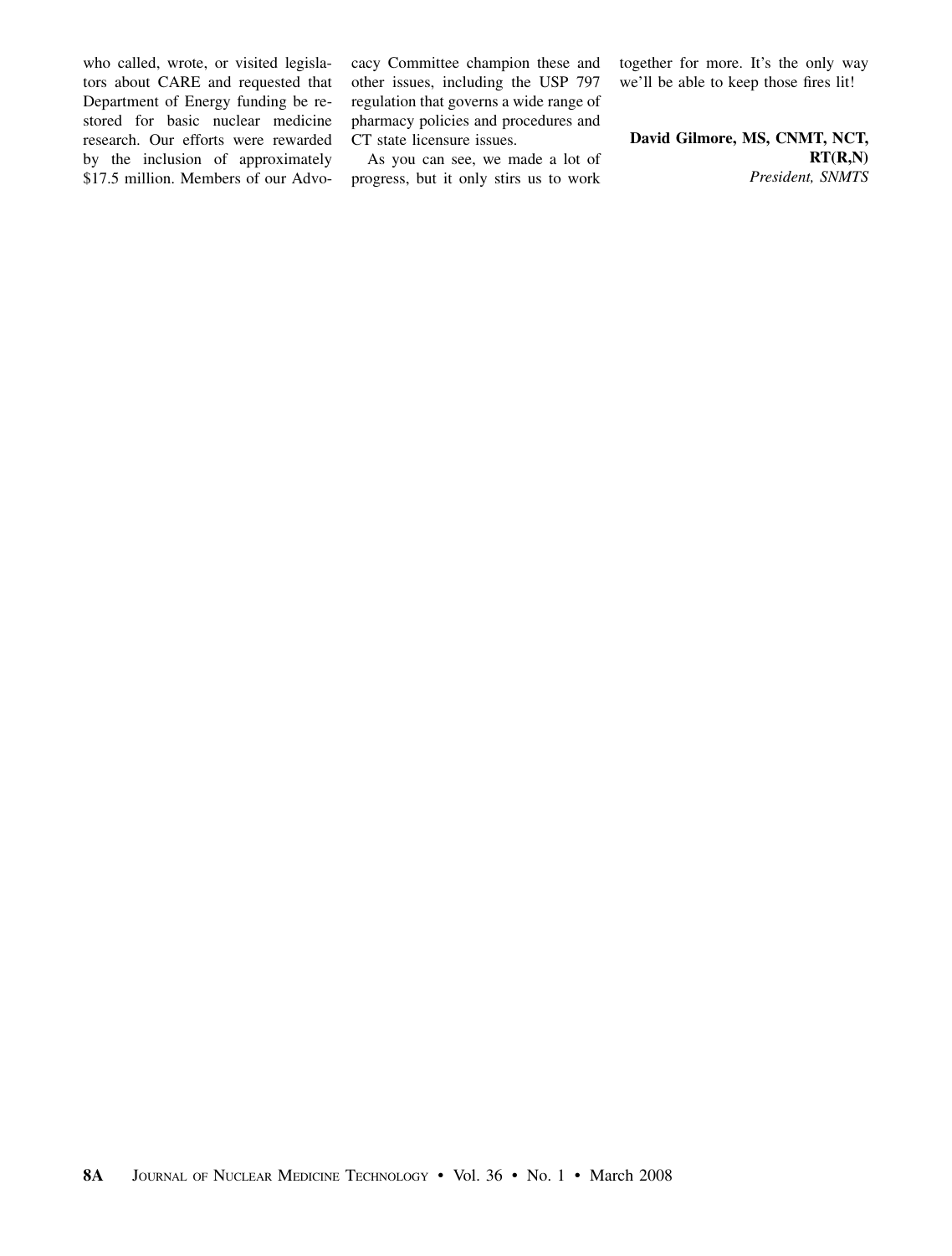who called, wrote, or visited legislators about CARE and requested that Department of Energy funding be restored for basic nuclear medicine research. Our efforts were rewarded by the inclusion of approximately $17.5 million. Members of our Advocacy Committee champion these and other issues, including the USP 797 regulation that governs a wide range of pharmacy policies and procedures and CT state licensure issues.

As you can see, we made a lot of progress, but it only stirs us to work together for more. It's the only way we'll be able to keep those fires lit!

**David Gilmore, MS, CNMT, NCT, RT(R,N)**
*President, SNMTS*